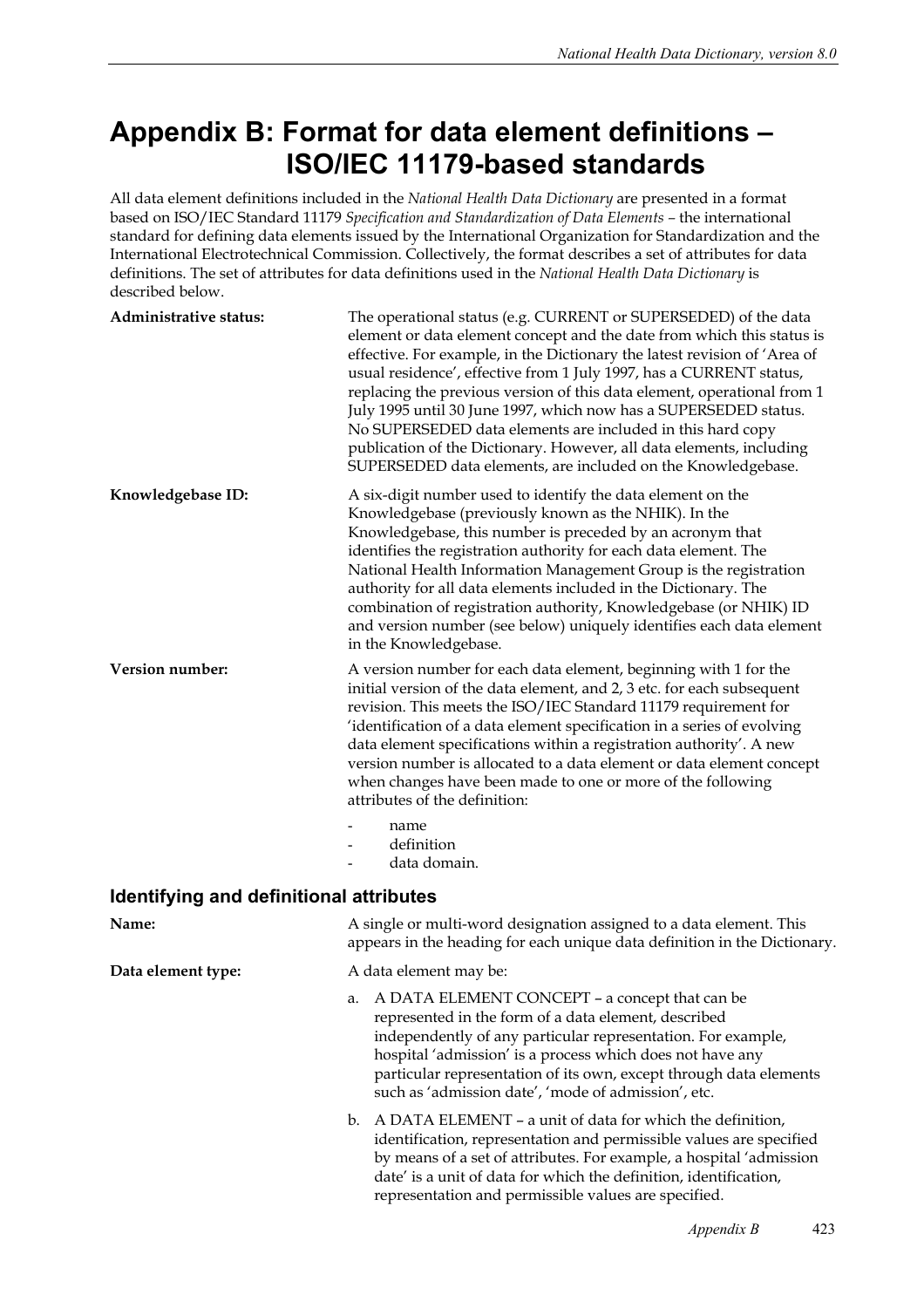# Appendix B: Format for data element definitions – ISO/IEC 11179-based standards

All data element definitions included in the *National Health Data Dictionary* are presented in a format based on ISO/IEC Standard 11179 *Specification and Standardization of Data Elements* – the international standard for defining data elements issued by the International Organization for Standardization and the International Electrotechnical Commission. Collectively, the format describes a set of attributes for data definitions. The set of attributes for data definitions used in the *National Health Data Dictionary* is described below.

**Administrative status:** The operational status (e.g. CURRENT or SUPERSEDED) of the data element or data element concept and the date from which this status is effective. For example, in the Dictionary the latest revision of 'Area of usual residence', effective from 1 July 1997, has a CURRENT status, replacing the previous version of this data element, operational from 1 July 1995 until 30 June 1997, which now has a SUPERSEDED status. No SUPERSEDED data elements are included in this hard copy publication of the Dictionary. However, all data elements, including SUPERSEDED data elements, are included on the Knowledgebase.

**Knowledgebase ID:** A six-digit number used to identify the data element on the Knowledgebase (previously known as the NHIK). In the Knowledgebase, this number is preceded by an acronym that identifies the registration authority for each data element. The National Health Information Management Group is the registration authority for all data elements included in the Dictionary. The combination of registration authority, Knowledgebase (or NHIK) ID and version number (see below) uniquely identifies each data element in the Knowledgebase.

**Version number:** A version number for each data element, beginning with 1 for the initial version of the data element, and 2, 3 etc. for each subsequent revision. This meets the ISO/IEC Standard 11179 requirement for 'identification of a data element specification in a series of evolving data element specifications within a registration authority'. A new version number is allocated to a data element or data element concept when changes have been made to one or more of the following attributes of the definition:

- name
- definition
- data domain.

## Identifying and definitional attributes

**Name:** A single or multi-word designation assigned to a data element. This appears in the heading for each unique data definition in the Dictionary.

**Data element type:** A data element may be:

a. A DATA ELEMENT CONCEPT – a concept that can be represented in the form of a data element, described independently of any particular representation. For example, hospital 'admission' is a process which does not have any particular representation of its own, except through data elements such as 'admission date', 'mode of admission', etc.

b. A DATA ELEMENT – a unit of data for which the definition, identification, representation and permissible values are specified by means of a set of attributes. For example, a hospital 'admission date' is a unit of data for which the definition, identification, representation and permissible values are specified.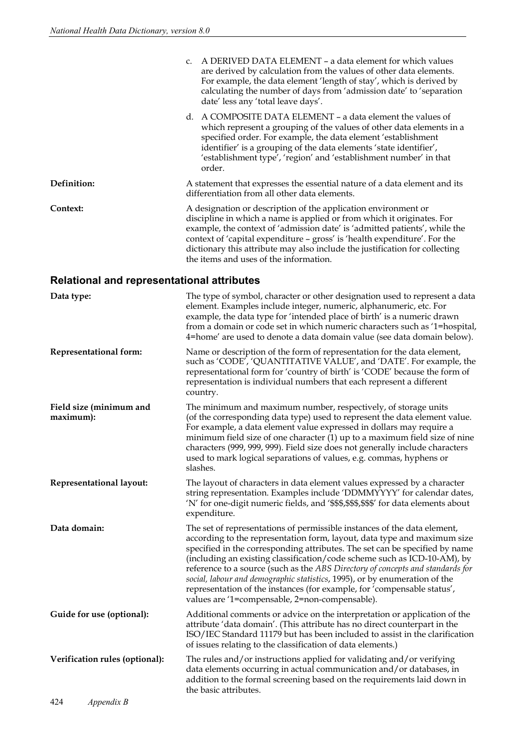c. A DERIVED DATA ELEMENT – a data element for which values are derived by calculation from the values of other data elements. For example, the data element 'length of stay', which is derived by calculating the number of days from 'admission date' to 'separation date' less any 'total leave days'.

d. A COMPOSITE DATA ELEMENT – a data element the values of which represent a grouping of the values of other data elements in a specified order. For example, the data element 'establishment identifier' is a grouping of the data elements 'state identifier', 'establishment type', 'region' and 'establishment number' in that order.

**Definition:** A statement that expresses the essential nature of a data element and its differentiation from all other data elements.

**Context:** A designation or description of the application environment or discipline in which a name is applied or from which it originates. For example, the context of 'admission date' is 'admitted patients', while the context of 'capital expenditure – gross' is 'health expenditure'. For the dictionary this attribute may also include the justification for collecting the items and uses of the information.

## Relational and representational attributes

**Data type:** The type of symbol, character or other designation used to represent a data element. Examples include integer, numeric, alphanumeric, etc. For example, the data type for 'intended place of birth' is a numeric drawn from a domain or code set in which numeric characters such as '1=hospital, 4=home' are used to denote a data domain value (see data domain below).

**Representational form:** Name or description of the form of representation for the data element, such as 'CODE', 'QUANTITATIVE VALUE', and 'DATE'. For example, the representational form for 'country of birth' is 'CODE' because the form of representation is individual numbers that each represent a different country.

**Field size (minimum and maximum):** The minimum and maximum number, respectively, of storage units (of the corresponding data type) used to represent the data element value. For example, a data element value expressed in dollars may require a minimum field size of one character (1) up to a maximum field size of nine characters (999, 999, 999). Field size does not generally include characters used to mark logical separations of values, e.g. commas, hyphens or slashes.

**Representational layout:** The layout of characters in data element values expressed by a character string representation. Examples include 'DDMMYYYY' for calendar dates, 'N' for one-digit numeric fields, and '$$$,$$$,$$$' for data elements about expenditure.

**Data domain:** The set of representations of permissible instances of the data element, according to the representation form, layout, data type and maximum size specified in the corresponding attributes. The set can be specified by name (including an existing classification/code scheme such as ICD-10-AM), by reference to a source (such as the *ABS Directory of concepts and standards for social, labour and demographic statistics*, 1995), or by enumeration of the representation of the instances (for example, for 'compensable status', values are '1=compensable, 2=non-compensable).

**Guide for use (optional):** Additional comments or advice on the interpretation or application of the attribute 'data domain'. (This attribute has no direct counterpart in the ISO/IEC Standard 11179 but has been included to assist in the clarification of issues relating to the classification of data elements.)

**Verification rules (optional):** The rules and/or instructions applied for validating and/or verifying data elements occurring in actual communication and/or databases, in addition to the formal screening based on the requirements laid down in the basic attributes.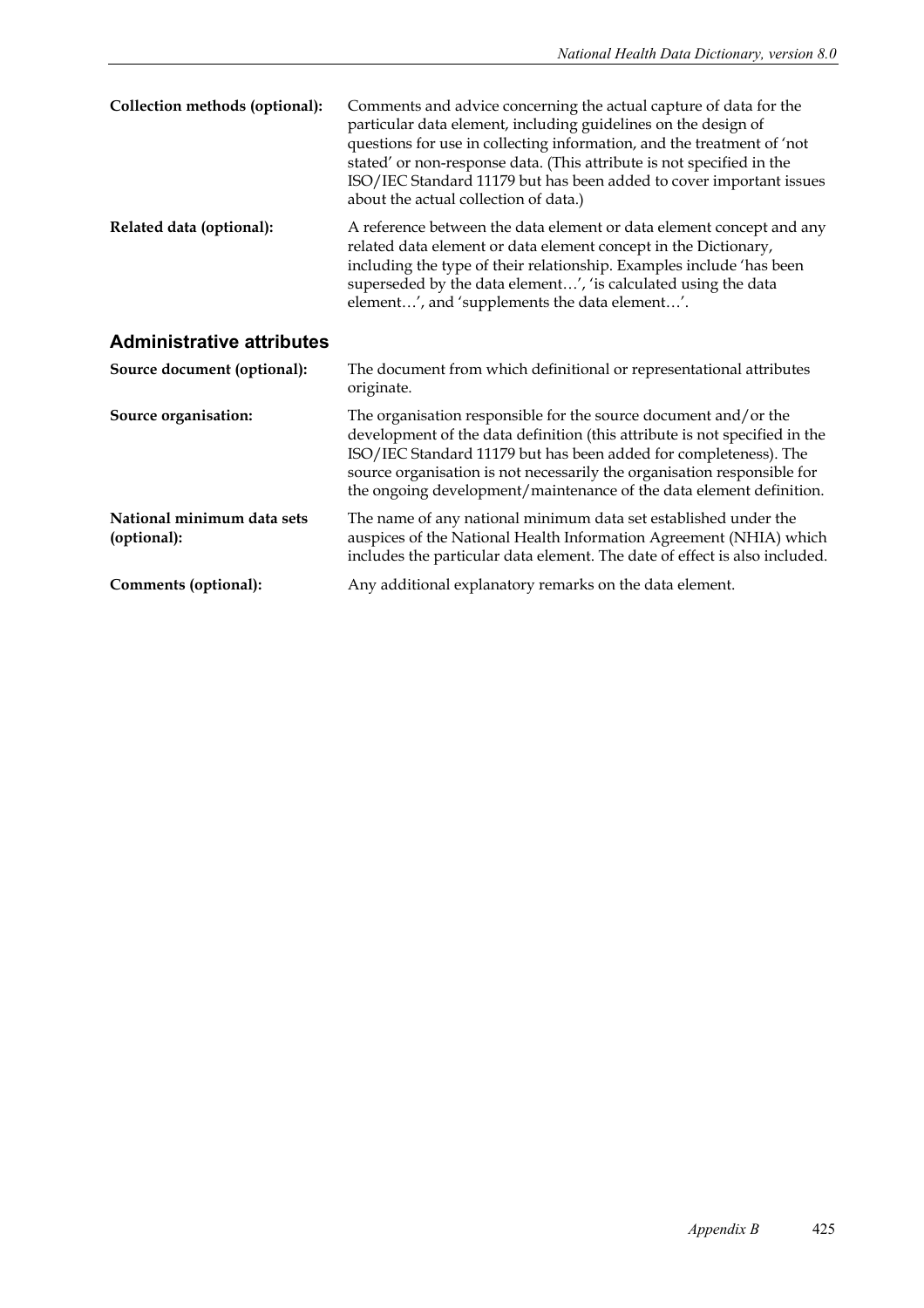**Collection methods (optional):** Comments and advice concerning the actual capture of data for the particular data element, including guidelines on the design of questions for use in collecting information, and the treatment of 'not stated' or non-response data. (This attribute is not specified in the ISO/IEC Standard 11179 but has been added to cover important issues about the actual collection of data.)

**Related data (optional):** A reference between the data element or data element concept and any related data element or data element concept in the Dictionary, including the type of their relationship. Examples include 'has been superseded by the data element…', 'is calculated using the data element…', and 'supplements the data element…'.

## Administrative attributes

**Source document (optional):** The document from which definitional or representational attributes originate.

**Source organisation:** The organisation responsible for the source document and/or the development of the data definition (this attribute is not specified in the ISO/IEC Standard 11179 but has been added for completeness). The source organisation is not necessarily the organisation responsible for the ongoing development/maintenance of the data element definition.

**National minimum data sets (optional):** The name of any national minimum data set established under the auspices of the National Health Information Agreement (NHIA) which includes the particular data element. The date of effect is also included.

**Comments (optional):** Any additional explanatory remarks on the data element.